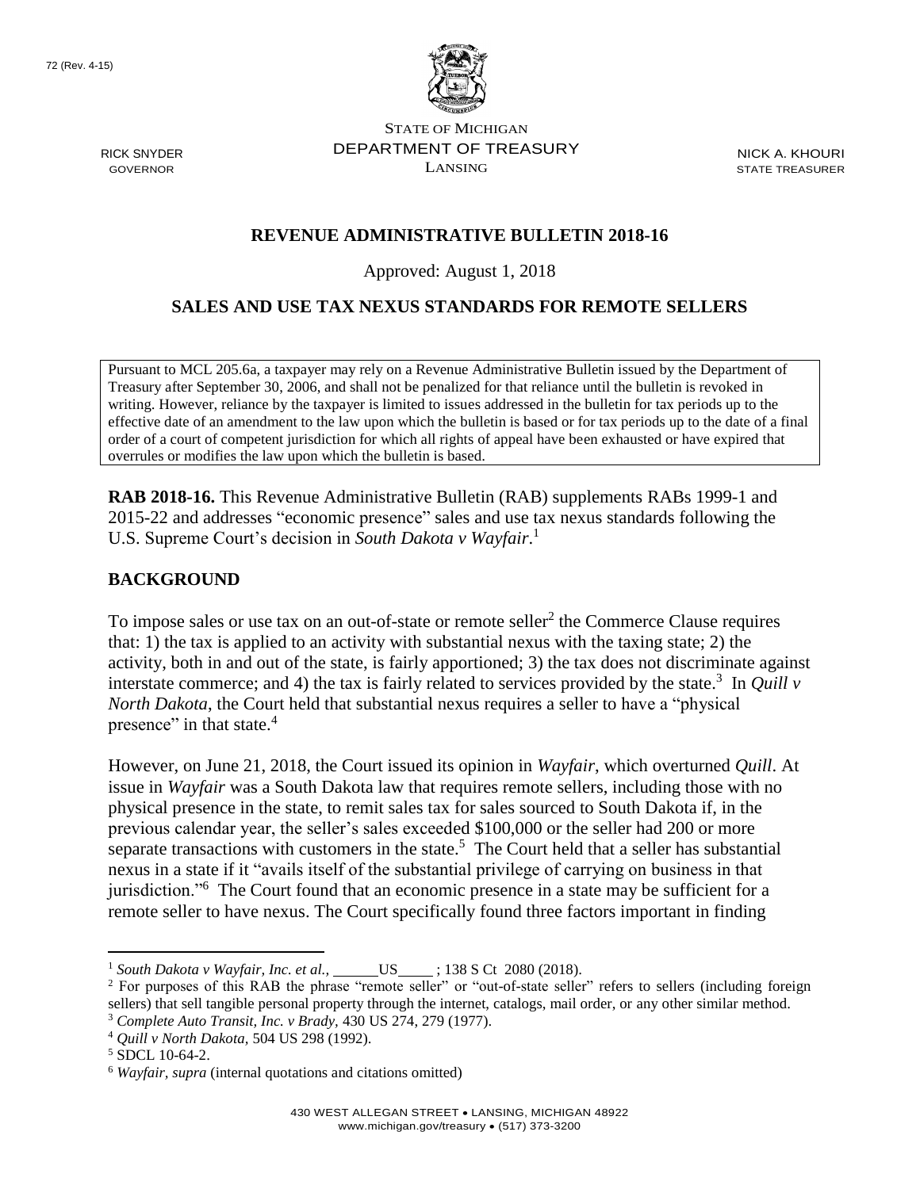STATE OF MICHIGAN
DEPARTMENT OF TREASURY
LANSING

RICK SNYDER
GOVERNOR

NICK A. KHOURI
STATE TREASURER

## REVENUE ADMINISTRATIVE BULLETIN 2018-16

Approved: August 1, 2018

## SALES AND USE TAX NEXUS STANDARDS FOR REMOTE SELLERS

Pursuant to MCL 205.6a, a taxpayer may rely on a Revenue Administrative Bulletin issued by the Department of Treasury after September 30, 2006, and shall not be penalized for that reliance until the bulletin is revoked in writing. However, reliance by the taxpayer is limited to issues addressed in the bulletin for tax periods up to the effective date of an amendment to the law upon which the bulletin is based or for tax periods up to the date of a final order of a court of competent jurisdiction for which all rights of appeal have been exhausted or have expired that overrules or modifies the law upon which the bulletin is based.

**RAB 2018-16.** This Revenue Administrative Bulletin (RAB) supplements RABs 1999-1 and 2015-22 and addresses "economic presence" sales and use tax nexus standards following the U.S. Supreme Court's decision in *South Dakota v Wayfair*.[1]

## BACKGROUND

To impose sales or use tax on an out-of-state or remote seller[2] the Commerce Clause requires that: 1) the tax is applied to an activity with substantial nexus with the taxing state; 2) the activity, both in and out of the state, is fairly apportioned; 3) the tax does not discriminate against interstate commerce; and 4) the tax is fairly related to services provided by the state.[3] In *Quill v North Dakota*, the Court held that substantial nexus requires a seller to have a "physical presence" in that state.[4]

However, on June 21, 2018, the Court issued its opinion in *Wayfair*, which overturned *Quill*. At issue in *Wayfair* was a South Dakota law that requires remote sellers, including those with no physical presence in the state, to remit sales tax for sales sourced to South Dakota if, in the previous calendar year, the seller's sales exceeded $100,000 or the seller had 200 or more separate transactions with customers in the state.[5] The Court held that a seller has substantial nexus in a state if it "avails itself of the substantial privilege of carrying on business in that jurisdiction."[6] The Court found that an economic presence in a state may be sufficient for a remote seller to have nexus. The Court specifically found three factors important in finding

---

[1] *South Dakota v Wayfair, Inc. et al.,* \_\_\_\_\_\_US\_\_\_\_\_ ; 138 S Ct 2080 (2018).

[2] For purposes of this RAB the phrase "remote seller" or "out-of-state seller" refers to sellers (including foreign sellers) that sell tangible personal property through the internet, catalogs, mail order, or any other similar method.

[3] *Complete Auto Transit, Inc. v Brady*, 430 US 274, 279 (1977).

[4] *Quill v North Dakota*, 504 US 298 (1992).

[5] SDCL 10-64-2.

[6] *Wayfair, supra* (internal quotations and citations omitted)

430 WEST ALLEGAN STREET • LANSING, MICHIGAN 48922
www.michigan.gov/treasury • (517) 373-3200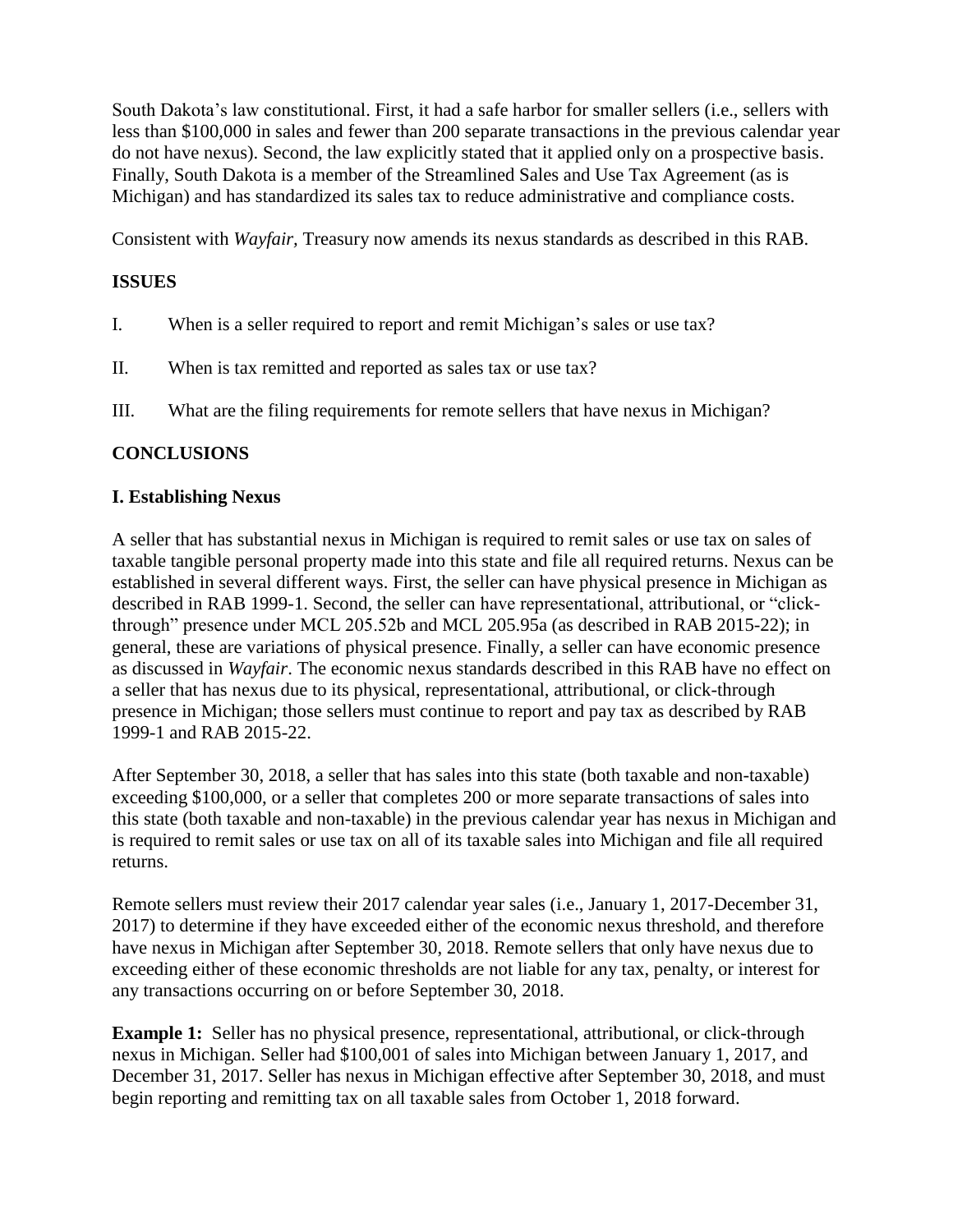South Dakota's law constitutional. First, it had a safe harbor for smaller sellers (i.e., sellers with less than $100,000 in sales and fewer than 200 separate transactions in the previous calendar year do not have nexus). Second, the law explicitly stated that it applied only on a prospective basis. Finally, South Dakota is a member of the Streamlined Sales and Use Tax Agreement (as is Michigan) and has standardized its sales tax to reduce administrative and compliance costs.

Consistent with *Wayfair*, Treasury now amends its nexus standards as described in this RAB.

## ISSUES

I. When is a seller required to report and remit Michigan's sales or use tax?

II. When is tax remitted and reported as sales tax or use tax?

III. What are the filing requirements for remote sellers that have nexus in Michigan?

## CONCLUSIONS

### I. Establishing Nexus

A seller that has substantial nexus in Michigan is required to remit sales or use tax on sales of taxable tangible personal property made into this state and file all required returns. Nexus can be established in several different ways. First, the seller can have physical presence in Michigan as described in RAB 1999-1. Second, the seller can have representational, attributional, or "click-through" presence under MCL 205.52b and MCL 205.95a (as described in RAB 2015-22); in general, these are variations of physical presence. Finally, a seller can have economic presence as discussed in *Wayfair*. The economic nexus standards described in this RAB have no effect on a seller that has nexus due to its physical, representational, attributional, or click-through presence in Michigan; those sellers must continue to report and pay tax as described by RAB 1999-1 and RAB 2015-22.

After September 30, 2018, a seller that has sales into this state (both taxable and non-taxable) exceeding $100,000, or a seller that completes 200 or more separate transactions of sales into this state (both taxable and non-taxable) in the previous calendar year has nexus in Michigan and is required to remit sales or use tax on all of its taxable sales into Michigan and file all required returns.

Remote sellers must review their 2017 calendar year sales (i.e., January 1, 2017-December 31, 2017) to determine if they have exceeded either of the economic nexus threshold, and therefore have nexus in Michigan after September 30, 2018. Remote sellers that only have nexus due to exceeding either of these economic thresholds are not liable for any tax, penalty, or interest for any transactions occurring on or before September 30, 2018.

**Example 1:** Seller has no physical presence, representational, attributional, or click-through nexus in Michigan. Seller had $100,001 of sales into Michigan between January 1, 2017, and December 31, 2017. Seller has nexus in Michigan effective after September 30, 2018, and must begin reporting and remitting tax on all taxable sales from October 1, 2018 forward.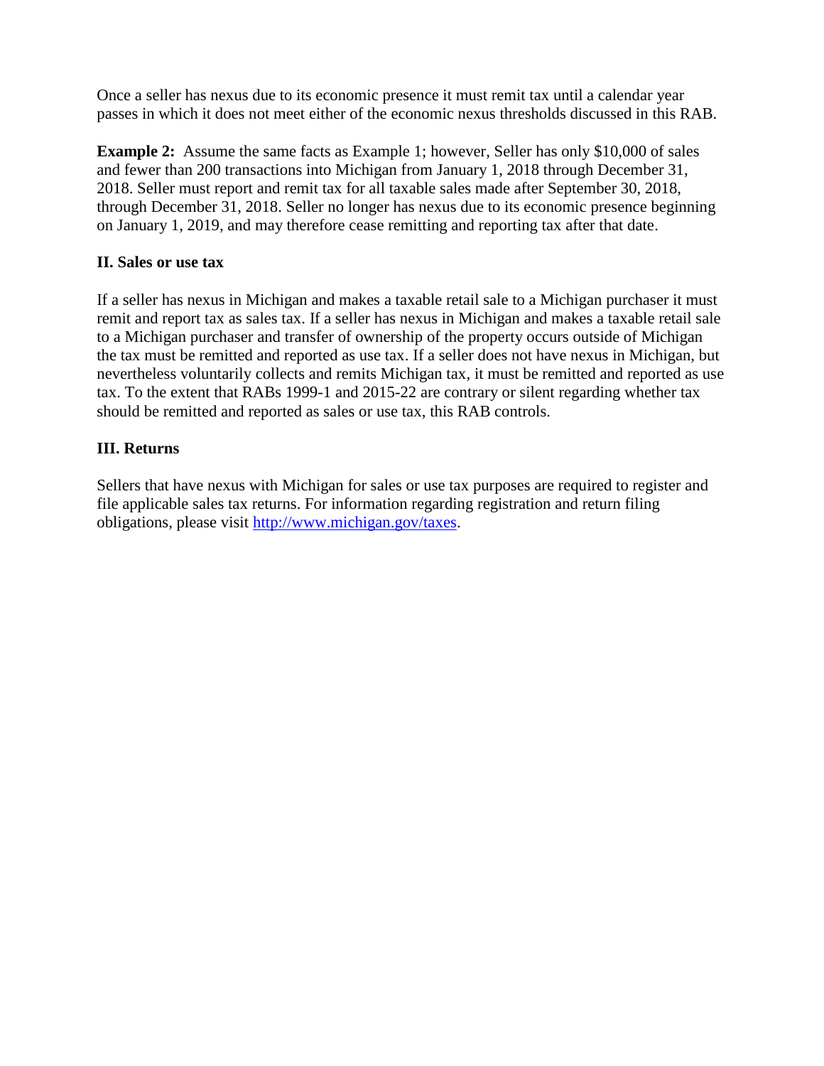Once a seller has nexus due to its economic presence it must remit tax until a calendar year passes in which it does not meet either of the economic nexus thresholds discussed in this RAB.

**Example 2:** Assume the same facts as Example 1; however, Seller has only $10,000 of sales and fewer than 200 transactions into Michigan from January 1, 2018 through December 31, 2018. Seller must report and remit tax for all taxable sales made after September 30, 2018, through December 31, 2018. Seller no longer has nexus due to its economic presence beginning on January 1, 2019, and may therefore cease remitting and reporting tax after that date.

## II. Sales or use tax

If a seller has nexus in Michigan and makes a taxable retail sale to a Michigan purchaser it must remit and report tax as sales tax. If a seller has nexus in Michigan and makes a taxable retail sale to a Michigan purchaser and transfer of ownership of the property occurs outside of Michigan the tax must be remitted and reported as use tax. If a seller does not have nexus in Michigan, but nevertheless voluntarily collects and remits Michigan tax, it must be remitted and reported as use tax. To the extent that RABs 1999-1 and 2015-22 are contrary or silent regarding whether tax should be remitted and reported as sales or use tax, this RAB controls.

## III. Returns

Sellers that have nexus with Michigan for sales or use tax purposes are required to register and file applicable sales tax returns. For information regarding registration and return filing obligations, please visit [http://www.michigan.gov/taxes](http://www.michigan.gov/taxes).